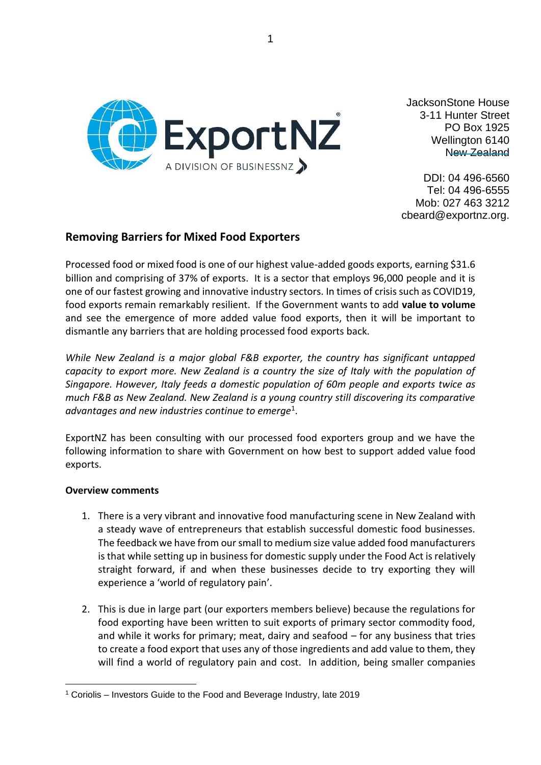JacksonStone House
3-11 Hunter Street
PO Box 1925
Wellington 6140
New Zealand

DDI: 04 496-6560
Tel: 04 496-6555
Mob: 027 463 3212
cbeard@exportnz.org.

## Removing Barriers for Mixed Food Exporters

Processed food or mixed food is one of our highest value-added goods exports, earning $31.6 billion and comprising of 37% of exports. It is a sector that employs 96,000 people and it is one of our fastest growing and innovative industry sectors. In times of crisis such as COVID19, food exports remain remarkably resilient. If the Government wants to add **value to volume** and see the emergence of more added value food exports, then it will be important to dismantle any barriers that are holding processed food exports back.

*While New Zealand is a major global F&B exporter, the country has significant untapped capacity to export more. New Zealand is a country the size of Italy with the population of Singapore. However, Italy feeds a domestic population of 60m people and exports twice as much F&B as New Zealand. New Zealand is a young country still discovering its comparative advantages and new industries continue to emerge*[1].

ExportNZ has been consulting with our processed food exporters group and we have the following information to share with Government on how best to support added value food exports.

**Overview comments**

1. There is a very vibrant and innovative food manufacturing scene in New Zealand with a steady wave of entrepreneurs that establish successful domestic food businesses. The feedback we have from our small to medium size value added food manufacturers is that while setting up in business for domestic supply under the Food Act is relatively straight forward, if and when these businesses decide to try exporting they will experience a 'world of regulatory pain'.

2. This is due in large part (our exporters members believe) because the regulations for food exporting have been written to suit exports of primary sector commodity food, and while it works for primary; meat, dairy and seafood – for any business that tries to create a food export that uses any of those ingredients and add value to them, they will find a world of regulatory pain and cost. In addition, being smaller companies

[1] Coriolis – Investors Guide to the Food and Beverage Industry, late 2019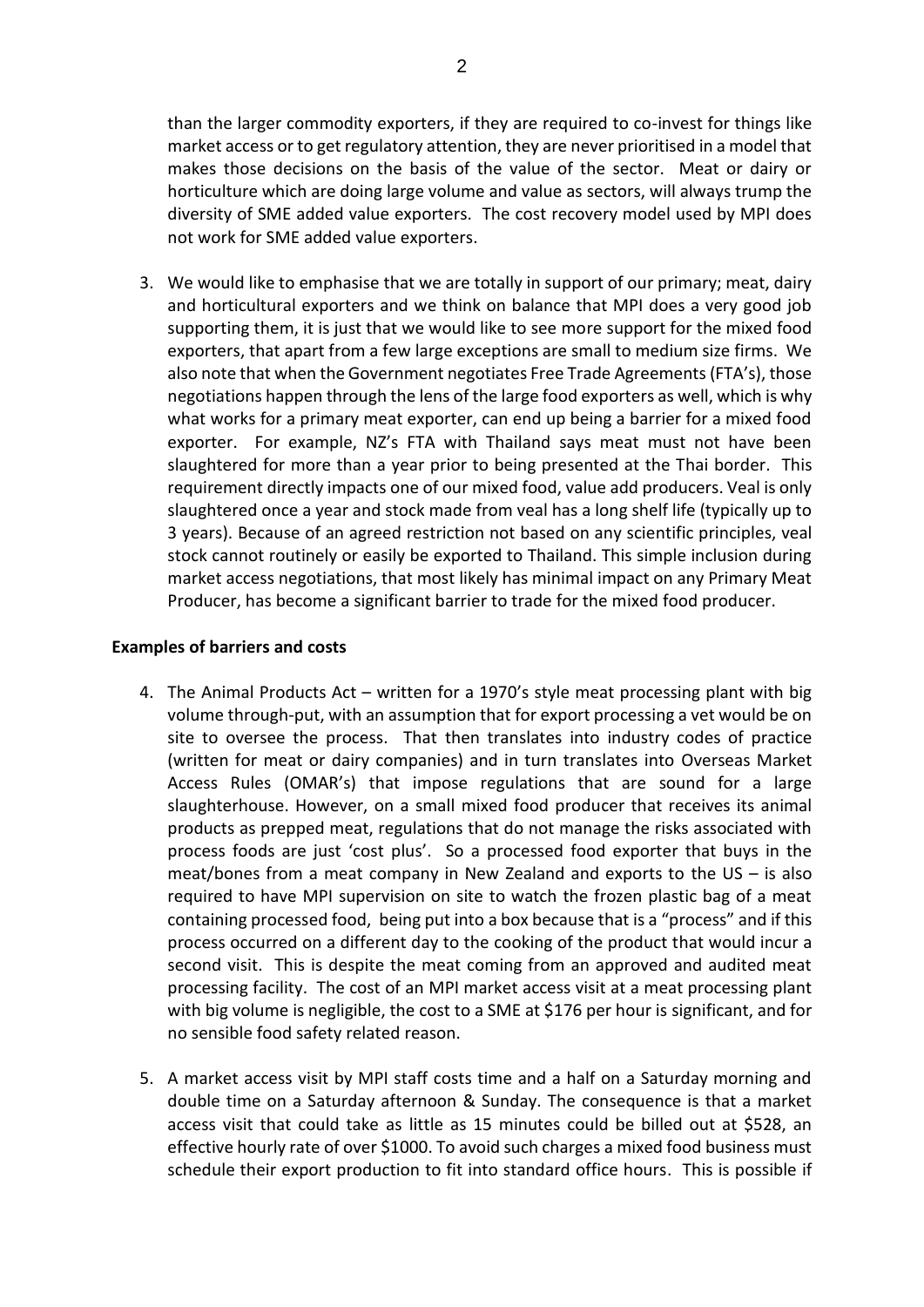than the larger commodity exporters, if they are required to co-invest for things like market access or to get regulatory attention, they are never prioritised in a model that makes those decisions on the basis of the value of the sector. Meat or dairy or horticulture which are doing large volume and value as sectors, will always trump the diversity of SME added value exporters. The cost recovery model used by MPI does not work for SME added value exporters.

3. We would like to emphasise that we are totally in support of our primary; meat, dairy and horticultural exporters and we think on balance that MPI does a very good job supporting them, it is just that we would like to see more support for the mixed food exporters, that apart from a few large exceptions are small to medium size firms. We also note that when the Government negotiates Free Trade Agreements (FTA's), those negotiations happen through the lens of the large food exporters as well, which is why what works for a primary meat exporter, can end up being a barrier for a mixed food exporter. For example, NZ's FTA with Thailand says meat must not have been slaughtered for more than a year prior to being presented at the Thai border. This requirement directly impacts one of our mixed food, value add producers. Veal is only slaughtered once a year and stock made from veal has a long shelf life (typically up to 3 years). Because of an agreed restriction not based on any scientific principles, veal stock cannot routinely or easily be exported to Thailand. This simple inclusion during market access negotiations, that most likely has minimal impact on any Primary Meat Producer, has become a significant barrier to trade for the mixed food producer.

**Examples of barriers and costs**

4. The Animal Products Act – written for a 1970's style meat processing plant with big volume through-put, with an assumption that for export processing a vet would be on site to oversee the process. That then translates into industry codes of practice (written for meat or dairy companies) and in turn translates into Overseas Market Access Rules (OMAR's) that impose regulations that are sound for a large slaughterhouse. However, on a small mixed food producer that receives its animal products as prepped meat, regulations that do not manage the risks associated with process foods are just 'cost plus'. So a processed food exporter that buys in the meat/bones from a meat company in New Zealand and exports to the US – is also required to have MPI supervision on site to watch the frozen plastic bag of a meat containing processed food, being put into a box because that is a "process" and if this process occurred on a different day to the cooking of the product that would incur a second visit. This is despite the meat coming from an approved and audited meat processing facility. The cost of an MPI market access visit at a meat processing plant with big volume is negligible, the cost to a SME at $176 per hour is significant, and for no sensible food safety related reason.

5. A market access visit by MPI staff costs time and a half on a Saturday morning and double time on a Saturday afternoon & Sunday. The consequence is that a market access visit that could take as little as 15 minutes could be billed out at $528, an effective hourly rate of over $1000. To avoid such charges a mixed food business must schedule their export production to fit into standard office hours. This is possible if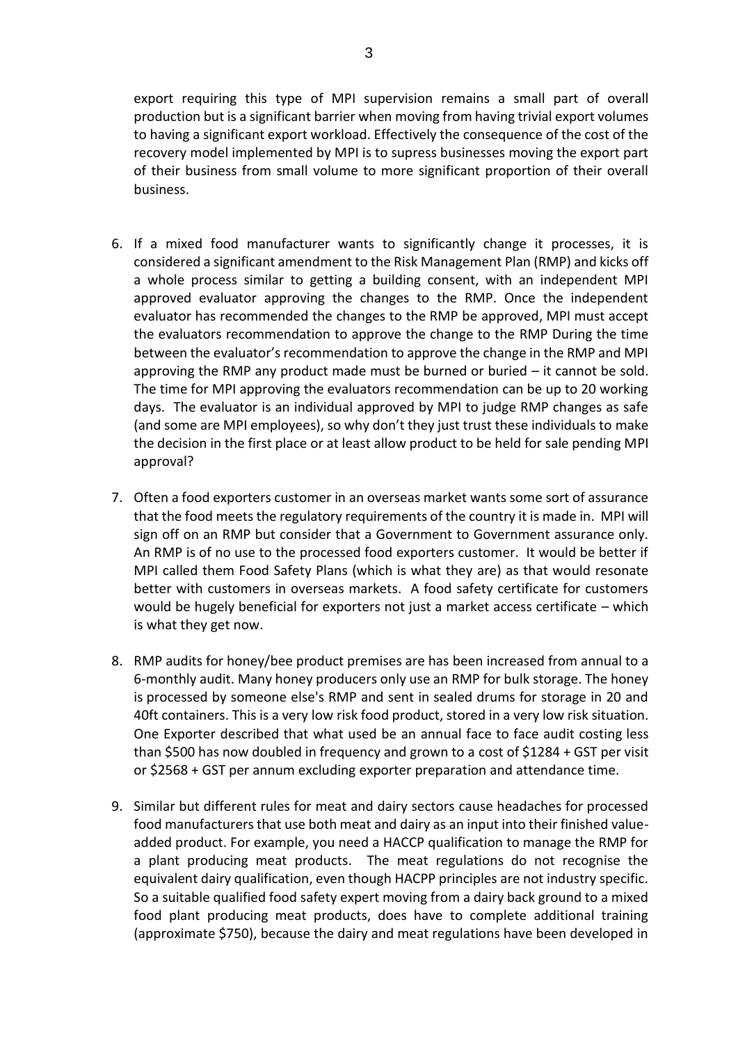export requiring this type of MPI supervision remains a small part of overall production but is a significant barrier when moving from having trivial export volumes to having a significant export workload. Effectively the consequence of the cost of the recovery model implemented by MPI is to supress businesses moving the export part of their business from small volume to more significant proportion of their overall business.

6. If a mixed food manufacturer wants to significantly change it processes, it is considered a significant amendment to the Risk Management Plan (RMP) and kicks off a whole process similar to getting a building consent, with an independent MPI approved evaluator approving the changes to the RMP. Once the independent evaluator has recommended the changes to the RMP be approved, MPI must accept the evaluators recommendation to approve the change to the RMP During the time between the evaluator's recommendation to approve the change in the RMP and MPI approving the RMP any product made must be burned or buried – it cannot be sold. The time for MPI approving the evaluators recommendation can be up to 20 working days. The evaluator is an individual approved by MPI to judge RMP changes as safe (and some are MPI employees), so why don't they just trust these individuals to make the decision in the first place or at least allow product to be held for sale pending MPI approval?

7. Often a food exporters customer in an overseas market wants some sort of assurance that the food meets the regulatory requirements of the country it is made in. MPI will sign off on an RMP but consider that a Government to Government assurance only. An RMP is of no use to the processed food exporters customer. It would be better if MPI called them Food Safety Plans (which is what they are) as that would resonate better with customers in overseas markets. A food safety certificate for customers would be hugely beneficial for exporters not just a market access certificate – which is what they get now.

8. RMP audits for honey/bee product premises are has been increased from annual to a 6-monthly audit. Many honey producers only use an RMP for bulk storage. The honey is processed by someone else's RMP and sent in sealed drums for storage in 20 and 40ft containers. This is a very low risk food product, stored in a very low risk situation. One Exporter described that what used be an annual face to face audit costing less than $500 has now doubled in frequency and grown to a cost of $1284 + GST per visit or $2568 + GST per annum excluding exporter preparation and attendance time.

9. Similar but different rules for meat and dairy sectors cause headaches for processed food manufacturers that use both meat and dairy as an input into their finished value-added product. For example, you need a HACCP qualification to manage the RMP for a plant producing meat products. The meat regulations do not recognise the equivalent dairy qualification, even though HACPP principles are not industry specific. So a suitable qualified food safety expert moving from a dairy back ground to a mixed food plant producing meat products, does have to complete additional training (approximate $750), because the dairy and meat regulations have been developed in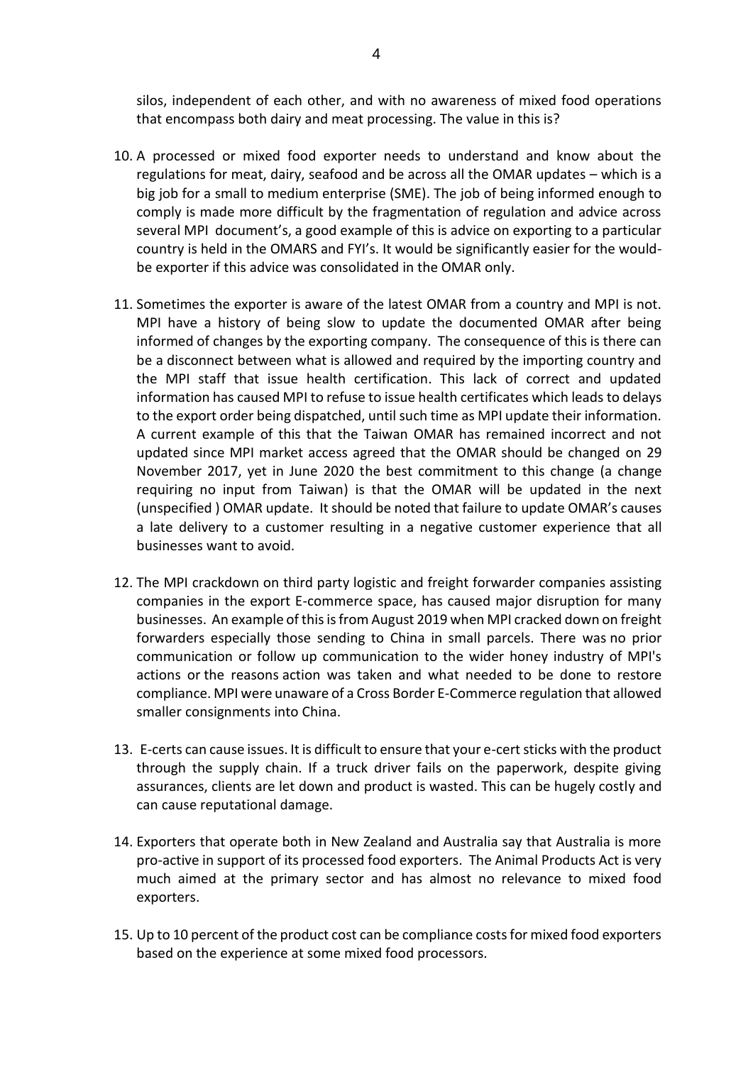silos, independent of each other, and with no awareness of mixed food operations that encompass both dairy and meat processing. The value in this is?

10. A processed or mixed food exporter needs to understand and know about the regulations for meat, dairy, seafood and be across all the OMAR updates – which is a big job for a small to medium enterprise (SME). The job of being informed enough to comply is made more difficult by the fragmentation of regulation and advice across several MPI document's, a good example of this is advice on exporting to a particular country is held in the OMARS and FYI's. It would be significantly easier for the would-be exporter if this advice was consolidated in the OMAR only.

11. Sometimes the exporter is aware of the latest OMAR from a country and MPI is not. MPI have a history of being slow to update the documented OMAR after being informed of changes by the exporting company. The consequence of this is there can be a disconnect between what is allowed and required by the importing country and the MPI staff that issue health certification. This lack of correct and updated information has caused MPI to refuse to issue health certificates which leads to delays to the export order being dispatched, until such time as MPI update their information. A current example of this that the Taiwan OMAR has remained incorrect and not updated since MPI market access agreed that the OMAR should be changed on 29 November 2017, yet in June 2020 the best commitment to this change (a change requiring no input from Taiwan) is that the OMAR will be updated in the next (unspecified ) OMAR update. It should be noted that failure to update OMAR's causes a late delivery to a customer resulting in a negative customer experience that all businesses want to avoid.

12. The MPI crackdown on third party logistic and freight forwarder companies assisting companies in the export E-commerce space, has caused major disruption for many businesses. An example of this is from August 2019 when MPI cracked down on freight forwarders especially those sending to China in small parcels. There was no prior communication or follow up communication to the wider honey industry of MPI's actions or the reasons action was taken and what needed to be done to restore compliance. MPI were unaware of a Cross Border E-Commerce regulation that allowed smaller consignments into China.

13. E-certs can cause issues. It is difficult to ensure that your e-cert sticks with the product through the supply chain. If a truck driver fails on the paperwork, despite giving assurances, clients are let down and product is wasted. This can be hugely costly and can cause reputational damage.

14. Exporters that operate both in New Zealand and Australia say that Australia is more pro-active in support of its processed food exporters. The Animal Products Act is very much aimed at the primary sector and has almost no relevance to mixed food exporters.

15. Up to 10 percent of the product cost can be compliance costs for mixed food exporters based on the experience at some mixed food processors.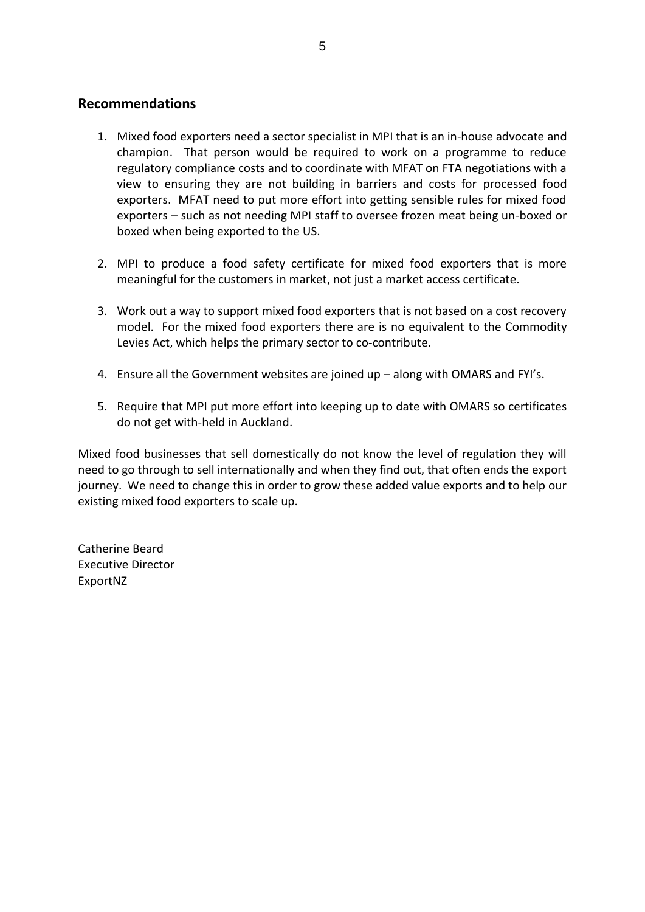## Recommendations

1. Mixed food exporters need a sector specialist in MPI that is an in-house advocate and champion. That person would be required to work on a programme to reduce regulatory compliance costs and to coordinate with MFAT on FTA negotiations with a view to ensuring they are not building in barriers and costs for processed food exporters. MFAT need to put more effort into getting sensible rules for mixed food exporters – such as not needing MPI staff to oversee frozen meat being un-boxed or boxed when being exported to the US.

2. MPI to produce a food safety certificate for mixed food exporters that is more meaningful for the customers in market, not just a market access certificate.

3. Work out a way to support mixed food exporters that is not based on a cost recovery model. For the mixed food exporters there are is no equivalent to the Commodity Levies Act, which helps the primary sector to co-contribute.

4. Ensure all the Government websites are joined up – along with OMARS and FYI's.

5. Require that MPI put more effort into keeping up to date with OMARS so certificates do not get with-held in Auckland.

Mixed food businesses that sell domestically do not know the level of regulation they will need to go through to sell internationally and when they find out, that often ends the export journey. We need to change this in order to grow these added value exports and to help our existing mixed food exporters to scale up.

Catherine Beard
Executive Director
ExportNZ